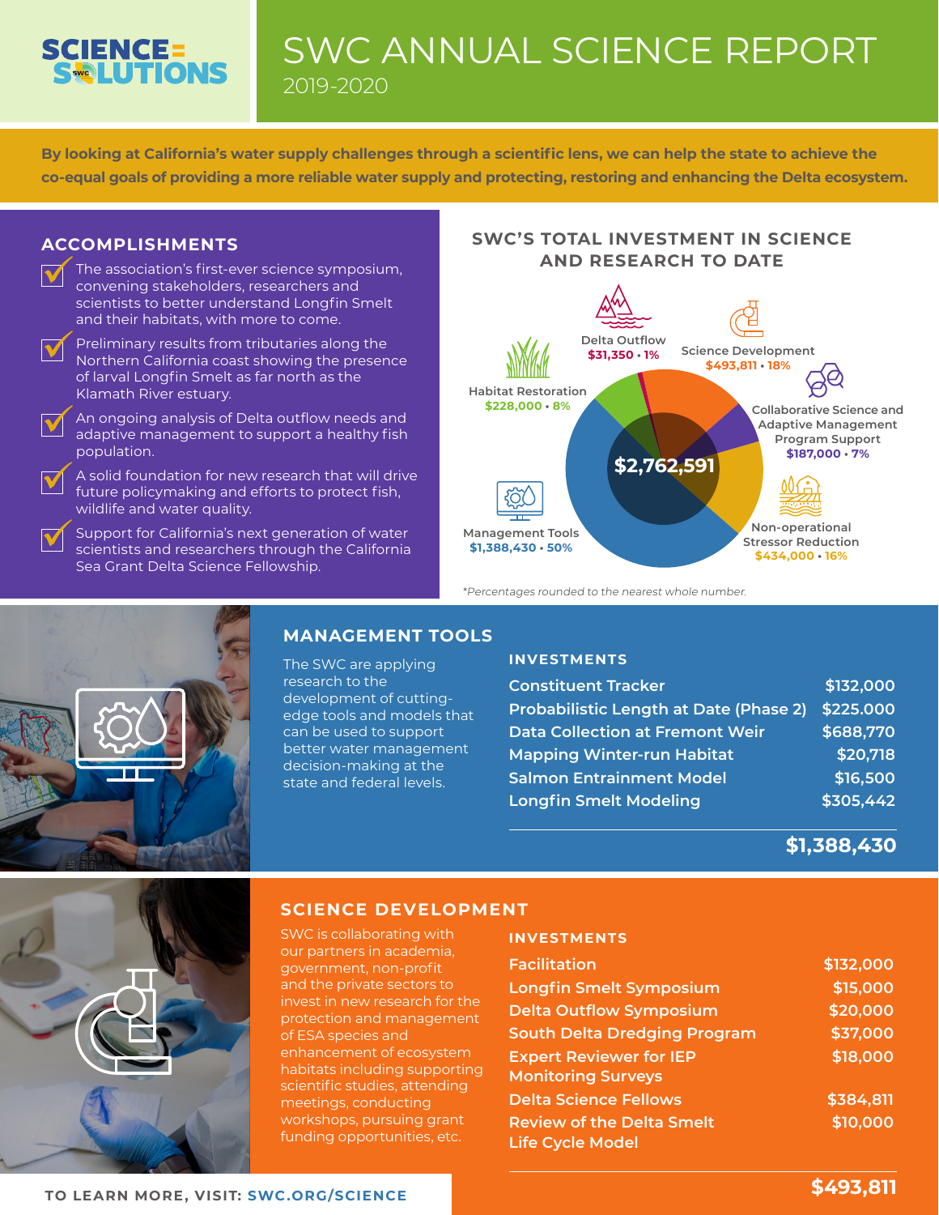# SCIENCE = SOLUTIONS

# SWC ANNUAL SCIENCE REPORT

2019-2020

**By looking at California's water supply challenges through a scientific lens, we can help the state to achieve the co-equal goals of providing a more reliable water supply and protecting, restoring and enhancing the Delta ecosystem.**

## ACCOMPLISHMENTS

- The association's first-ever science symposium, convening stakeholders, researchers and scientists to better understand Longfin Smelt and their habitats, with more to come.
- Preliminary results from tributaries along the Northern California coast showing the presence of larval Longfin Smelt as far north as the Klamath River estuary.
- An ongoing analysis of Delta outflow needs and adaptive management to support a healthy fish population.
- A solid foundation for new research that will drive future policymaking and efforts to protect fish, wildlife and water quality.
- Support for California's next generation of water scientists and researchers through the California Sea Grant Delta Science Fellowship.

## SWC'S TOTAL INVESTMENT IN SCIENCE AND RESEARCH TO DATE

**$2,762,591**

| Category | Amount | Percentage |
|---|---|---|
| Delta Outflow | $31,350 | 1% |
| Science Development | $493,811 | 18% |
| Collaborative Science and Adaptive Management Program Support | $187,000 | 7% |
| Non-operational Stressor Reduction | $434,000 | 16% |
| Management Tools | $1,388,430 | 50% |
| Habitat Restoration | $228,000 | 8% |

*Percentages rounded to the nearest whole number.

## MANAGEMENT TOOLS

The SWC are applying research to the development of cutting-edge tools and models that can be used to support better water management decision-making at the state and federal levels.

### INVESTMENTS

| Investment | Amount |
|---|---|
| Constituent Tracker | $132,000 |
| Probabilistic Length at Date (Phase 2) | $225.000 |
| Data Collection at Fremont Weir | $688,770 |
| Mapping Winter-run Habitat | $20,718 |
| Salmon Entrainment Model | $16,500 |
| Longfin Smelt Modeling | $305,442 |
| | **$1,388,430** |

## SCIENCE DEVELOPMENT

SWC is collaborating with our partners in academia, government, non-profit and the private sectors to invest in new research for the protection and management of ESA species and enhancement of ecosystem habitats including supporting scientific studies, attending meetings, conducting workshops, pursuing grant funding opportunities, etc.

### INVESTMENTS

| Investment | Amount |
|---|---|
| Facilitation | $132,000 |
| Longfin Smelt Symposium | $15,000 |
| Delta Outflow Symposium | $20,000 |
| South Delta Dredging Program | $37,000 |
| Expert Reviewer for IEP Monitoring Surveys | $18,000 |
| Delta Science Fellows | $384,811 |
| Review of the Delta Smelt Life Cycle Model | $10,000 |
| | **$493,811** |

TO LEARN MORE, VISIT: SWC.ORG/SCIENCE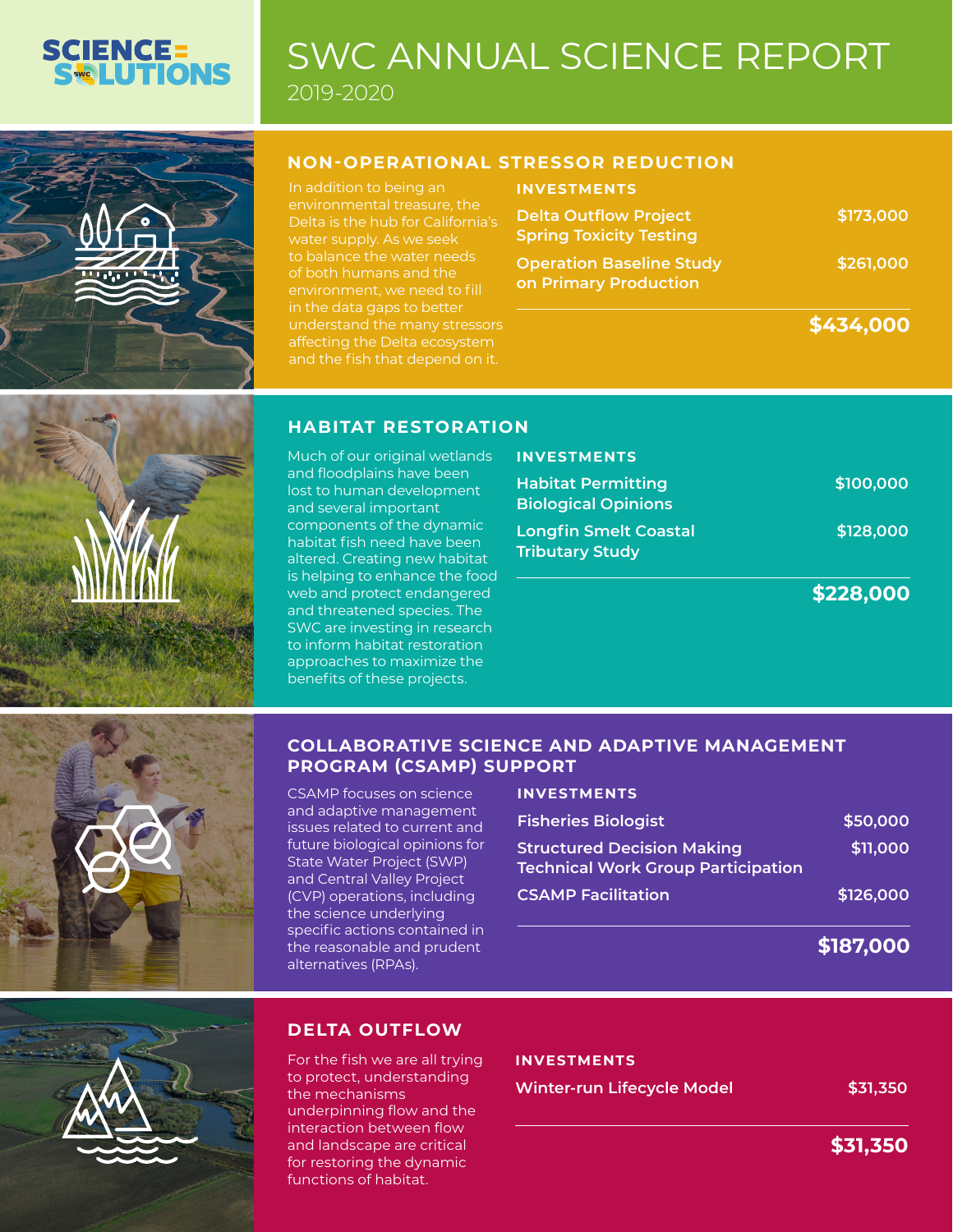# SWC ANNUAL SCIENCE REPORT

2019-2020

SCIENCE = SOLUTIONS

## NON-OPERATIONAL STRESSOR REDUCTION

In addition to being an environmental treasure, the Delta is the hub for California's water supply. As we seek to balance the water needs of both humans and the environment, we need to fill in the data gaps to better understand the many stressors affecting the Delta ecosystem and the fish that depend on it.

| INVESTMENTS | |
|---|---|
| Delta Outflow Project Spring Toxicity Testing | $173,000 |
| Operation Baseline Study on Primary Production | $261,000 |
| | **$434,000** |

## HABITAT RESTORATION

Much of our original wetlands and floodplains have been lost to human development and several important components of the dynamic habitat fish need have been altered. Creating new habitat is helping to enhance the food web and protect endangered and threatened species. The SWC are investing in research to inform habitat restoration approaches to maximize the benefits of these projects.

| INVESTMENTS | |
|---|---|
| Habitat Permitting Biological Opinions | $100,000 |
| Longfin Smelt Coastal Tributary Study | $128,000 |
| | **$228,000** |

## COLLABORATIVE SCIENCE AND ADAPTIVE MANAGEMENT PROGRAM (CSAMP) SUPPORT

CSAMP focuses on science and adaptive management issues related to current and future biological opinions for State Water Project (SWP) and Central Valley Project (CVP) operations, including the science underlying specific actions contained in the reasonable and prudent alternatives (RPAs).

| INVESTMENTS | |
|---|---|
| Fisheries Biologist | $50,000 |
| Structured Decision Making Technical Work Group Participation | $11,000 |
| CSAMP Facilitation | $126,000 |
| | **$187,000** |

## DELTA OUTFLOW

For the fish we are all trying to protect, understanding the mechanisms underpinning flow and the interaction between flow and landscape are critical for restoring the dynamic functions of habitat.

| INVESTMENTS | |
|---|---|
| Winter-run Lifecycle Model | $31,350 |
| | **$31,350** |